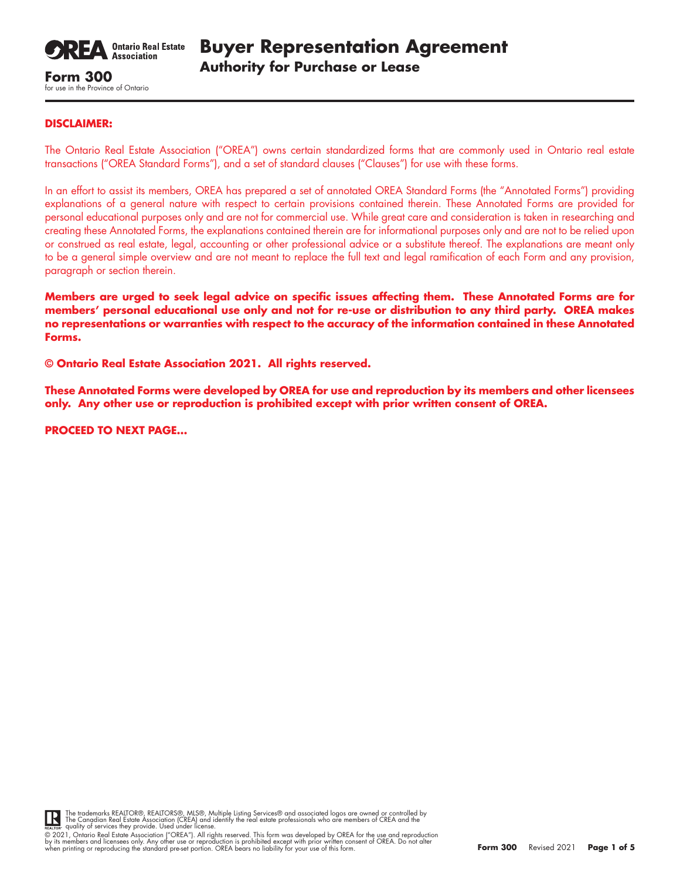**Ontario Real Estate Association**

# Buyer Representation Agreement

## Authority for Purchase or Lease

**Form 300**
for use in the Province of Ontario

**DISCLAIMER:**

The Ontario Real Estate Association ("OREA") owns certain standardized forms that are commonly used in Ontario real estate transactions ("OREA Standard Forms"), and a set of standard clauses ("Clauses") for use with these forms.

In an effort to assist its members, OREA has prepared a set of annotated OREA Standard Forms (the "Annotated Forms") providing explanations of a general nature with respect to certain provisions contained therein. These Annotated Forms are provided for personal educational purposes only and are not for commercial use. While great care and consideration is taken in researching and creating these Annotated Forms, the explanations contained therein are for informational purposes only and are not to be relied upon or construed as real estate, legal, accounting or other professional advice or a substitute thereof. The explanations are meant only to be a general simple overview and are not meant to replace the full text and legal ramification of each Form and any provision, paragraph or section therein.

**Members are urged to seek legal advice on specific issues affecting them. These Annotated Forms are for members' personal educational use only and not for re-use or distribution to any third party. OREA makes no representations or warranties with respect to the accuracy of the information contained in these Annotated Forms.**

**© Ontario Real Estate Association 2021. All rights reserved.**

**These Annotated Forms were developed by OREA for use and reproduction by its members and other licensees only. Any other use or reproduction is prohibited except with prior written consent of OREA.**

**PROCEED TO NEXT PAGE...**

The trademarks REALTOR®, REALTORS®, MLS®, Multiple Listing Services® and associated logos are owned or controlled by The Canadian Real Estate Association (CREA) and identify the real estate professionals who are members of CREA and the quality of services they provide. Used under license.

© 2021, Ontario Real Estate Association ("OREA"). All rights reserved. This form was developed by OREA for the use and reproduction by its members and licensees only. Any other use or reproduction is prohibited except with prior written consent of OREA. Do not alter when printing or reproducing the standard pre-set portion. OREA bears no liability for your use of this form.

**Form 300** Revised 2021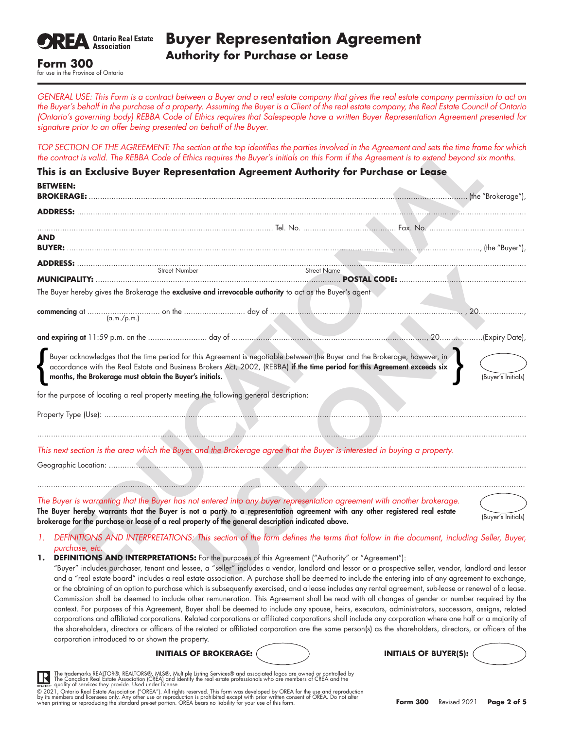**OREA** Ontario Real Estate Association

# Buyer Representation Agreement
## Authority for Purchase or Lease

**Form 300**
for use in the Province of Ontario

*GENERAL USE: This Form is a contract between a Buyer and a real estate company that gives the real estate company permission to act on the Buyer's behalf in the purchase of a property. Assuming the Buyer is a Client of the real estate company, the Real Estate Council of Ontario (Ontario's governing body) REBBA Code of Ethics requires that Salespeople have a written Buyer Representation Agreement presented for signature prior to an offer being presented on behalf of the Buyer.*

*TOP SECTION OF THE AGREEMENT: The section at the top identifies the parties involved in the Agreement and sets the time frame for which the contract is valid. The REBBA Code of Ethics requires the Buyer's initials on this Form if the Agreement is to extend beyond six months.*

### This is an Exclusive Buyer Representation Agreement Authority for Purchase or Lease

**BETWEEN:**

**BROKERAGE:** .................................................................................................................... (the "Brokerage"),

**ADDRESS:** ....................................................................................................................

........................................................................ Tel. No. ........................................ Fax. No. ........................................

**AND**

**BUYER:** .................................................................................................................... , (the "Buyer"),

**ADDRESS:** ....................................................................................................................
Street Number Street Name

**MUNICIPALITY:** ........................................................................ **POSTAL CODE:** ........................................

The Buyer hereby gives the Brokerage the **exclusive and irrevocable authority** to act as the Buyer's agent

**commencing** at ................................ (a.m./p.m.) on the .......................... day of ................................................................, 20...................,

**and expiring at** 11:59 p.m. on the .......................... day of ................................................................, 20...................(Expiry Date),

Buyer acknowledges that the time period for this Agreement is negotiable between the Buyer and the Brokerage, however, in accordance with the Real Estate and Business Brokers Act, 2002, (REBBA) **if the time period for this Agreement exceeds six months, the Brokerage must obtain the Buyer's initials.** (Buyer's Initials)

for the purpose of locating a real property meeting the following general description:

Property Type (Use): ....................................................................................................................

....................................................................................................................

*This next section is the area which the Buyer and the Brokerage agree that the Buyer is interested in buying a property.*

Geographic Location: ....................................................................................................................

....................................................................................................................

*The Buyer is warranting that the Buyer has not entered into any buyer representation agreement with another brokerage.*

**The Buyer hereby warrants that the Buyer is not a party to a representation agreement with any other registered real estate brokerage for the purchase or lease of a real property of the general description indicated above.** (Buyer's Initials)

*1. DEFINITIONS AND INTERPRETATIONS: This section of the form defines the terms that follow in the document, including Seller, Buyer, purchase, etc.*

**1. DEFINITIONS AND INTERPRETATIONS:** For the purposes of this Agreement ("Authority" or "Agreement"):
"Buyer" includes purchaser, tenant and lessee, a "seller" includes a vendor, landlord and lessor or a prospective seller, vendor, landlord and lessor and a "real estate board" includes a real estate association. A purchase shall be deemed to include the entering into of any agreement to exchange, or the obtaining of an option to purchase which is subsequently exercised, and a lease includes any rental agreement, sub-lease or renewal of a lease. Commission shall be deemed to include other remuneration. This Agreement shall be read with all changes of gender or number required by the context. For purposes of this Agreement, Buyer shall be deemed to include any spouse, heirs, executors, administrators, successors, assigns, related corporations and affiliated corporations. Related corporations or affiliated corporations shall include any corporation where one half or a majority of the shareholders, directors or officers of the related or affiliated corporation are the same person(s) as the shareholders, directors, or officers of the corporation introduced to or shown the property.

**INITIALS OF BROKERAGE:** **INITIALS OF BUYER(S):**

The trademarks REALTOR®, REALTORS®, MLS®, Multiple Listing Services® and associated logos are owned or controlled by The Canadian Real Estate Association (CREA) and identify the real estate professionals who are members of CREA and the quality of services they provide. Used under license.
© 2021, Ontario Real Estate Association ("OREA"). All rights reserved. This form was developed by OREA for the use and reproduction by its members and licensees only. Any other use or reproduction is prohibited except with prior written consent of OREA. Do not alter when printing or reproducing the standard pre-set portion. OREA bears no liability for your use of this form.

**Form 300** Revised 2021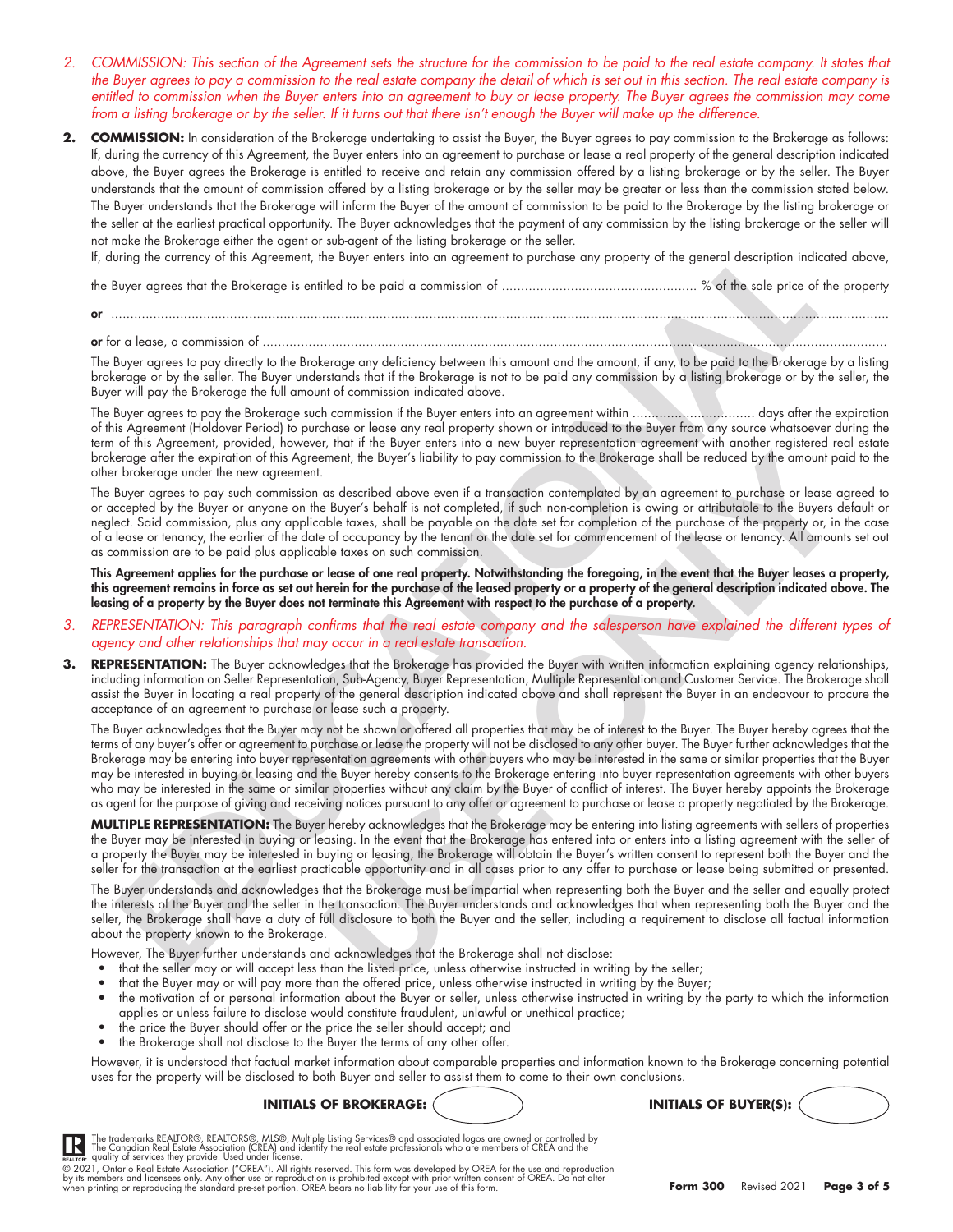*2. COMMISSION: This section of the Agreement sets the structure for the commission to be paid to the real estate company. It states that the Buyer agrees to pay a commission to the real estate company the detail of which is set out in this section. The real estate company is entitled to commission when the Buyer enters into an agreement to buy or lease property. The Buyer agrees the commission may come from a listing brokerage or by the seller. If it turns out that there isn't enough the Buyer will make up the difference.*

**2. COMMISSION:** In consideration of the Brokerage undertaking to assist the Buyer, the Buyer agrees to pay commission to the Brokerage as follows: If, during the currency of this Agreement, the Buyer enters into an agreement to purchase or lease a real property of the general description indicated above, the Buyer agrees the Brokerage is entitled to receive and retain any commission offered by a listing brokerage or by the seller. The Buyer understands that the amount of commission offered by a listing brokerage or by the seller may be greater or less than the commission stated below. The Buyer understands that the Brokerage will inform the Buyer of the amount of commission to be paid to the Brokerage by the listing brokerage or the seller at the earliest practical opportunity. The Buyer acknowledges that the payment of any commission by the listing brokerage or the seller will not make the Brokerage either the agent or sub-agent of the listing brokerage or the seller.

If, during the currency of this Agreement, the Buyer enters into an agreement to purchase any property of the general description indicated above,

the Buyer agrees that the Brokerage is entitled to be paid a commission of .................................................. % of the sale price of the property

**or** ..................................................................................................................................................................................................

**or** for a lease, a commission of ..............................................................................................................................................................

The Buyer agrees to pay directly to the Brokerage any deficiency between this amount and the amount, if any, to be paid to the Brokerage by a listing brokerage or by the seller. The Buyer understands that if the Brokerage is not to be paid any commission by a listing brokerage or by the seller, the Buyer will pay the Brokerage the full amount of commission indicated above.

The Buyer agrees to pay the Brokerage such commission if the Buyer enters into an agreement within ................................ days after the expiration of this Agreement (Holdover Period) to purchase or lease any real property shown or introduced to the Buyer from any source whatsoever during the term of this Agreement, provided, however, that if the Buyer enters into a new buyer representation agreement with another registered real estate brokerage after the expiration of this Agreement, the Buyer's liability to pay commission to the Brokerage shall be reduced by the amount paid to the other brokerage under the new agreement.

The Buyer agrees to pay such commission as described above even if a transaction contemplated by an agreement to purchase or lease agreed to or accepted by the Buyer or anyone on the Buyer's behalf is not completed, if such non-completion is owing or attributable to the Buyers default or neglect. Said commission, plus any applicable taxes, shall be payable on the date set for completion of the purchase of the property or, in the case of a lease or tenancy, the earlier of the date of occupancy by the tenant or the date set for commencement of the lease or tenancy. All amounts set out as commission are to be paid plus applicable taxes on such commission.

**This Agreement applies for the purchase or lease of one real property. Notwithstanding the foregoing, in the event that the Buyer leases a property, this agreement remains in force as set out herein for the purchase of the leased property or a property of the general description indicated above. The leasing of a property by the Buyer does not terminate this Agreement with respect to the purchase of a property.**

*3. REPRESENTATION: This paragraph confirms that the real estate company and the salesperson have explained the different types of agency and other relationships that may occur in a real estate transaction.*

**3. REPRESENTATION:** The Buyer acknowledges that the Brokerage has provided the Buyer with written information explaining agency relationships, including information on Seller Representation, Sub-Agency, Buyer Representation, Multiple Representation and Customer Service. The Brokerage shall assist the Buyer in locating a real property of the general description indicated above and shall represent the Buyer in an endeavour to procure the acceptance of an agreement to purchase or lease such a property.

The Buyer acknowledges that the Buyer may not be shown or offered all properties that may be of interest to the Buyer. The Buyer hereby agrees that the terms of any buyer's offer or agreement to purchase or lease the property will not be disclosed to any other buyer. The Buyer further acknowledges that the Brokerage may be entering into buyer representation agreements with other buyers who may be interested in the same or similar properties that the Buyer may be interested in buying or leasing and the Buyer hereby consents to the Brokerage entering into buyer representation agreements with other buyers who may be interested in the same or similar properties without any claim by the Buyer of conflict of interest. The Buyer hereby appoints the Brokerage as agent for the purpose of giving and receiving notices pursuant to any offer or agreement to purchase or lease a property negotiated by the Brokerage.

**MULTIPLE REPRESENTATION:** The Buyer hereby acknowledges that the Brokerage may be entering into listing agreements with sellers of properties the Buyer may be interested in buying or leasing. In the event that the Brokerage has entered into or enters into a listing agreement with the seller of a property the Buyer may be interested in buying or leasing, the Brokerage will obtain the Buyer's written consent to represent both the Buyer and the seller for the transaction at the earliest practicable opportunity and in all cases prior to any offer to purchase or lease being submitted or presented.

The Buyer understands and acknowledges that the Brokerage must be impartial when representing both the Buyer and the seller and equally protect the interests of the Buyer and the seller in the transaction. The Buyer understands and acknowledges that when representing both the Buyer and the seller, the Brokerage shall have a duty of full disclosure to both the Buyer and the seller, including a requirement to disclose all factual information about the property known to the Brokerage.

However, The Buyer further understands and acknowledges that the Brokerage shall not disclose:

- that the seller may or will accept less than the listed price, unless otherwise instructed in writing by the seller;
- that the Buyer may or will pay more than the offered price, unless otherwise instructed in writing by the Buyer;
- the motivation of or personal information about the Buyer or seller, unless otherwise instructed in writing by the party to which the information applies or unless failure to disclose would constitute fraudulent, unlawful or unethical practice;
- the price the Buyer should offer or the price the seller should accept; and
- the Brokerage shall not disclose to the Buyer the terms of any other offer.

However, it is understood that factual market information about comparable properties and information known to the Brokerage concerning potential uses for the property will be disclosed to both Buyer and seller to assist them to come to their own conclusions.

**INITIALS OF BROKERAGE:** ( )      **INITIALS OF BUYER(S):** ( )

The trademarks REALTOR®, REALTORS®, MLS®, Multiple Listing Services® and associated logos are owned or controlled by The Canadian Real Estate Association (CREA) and identify the real estate professionals who are members of CREA and the quality of services they provide. Used under license.

© 2021, Ontario Real Estate Association ("OREA"). All rights reserved. This form was developed by OREA for the use and reproduction by its members and licensees only. Any other use or reproduction is prohibited except with prior written consent of OREA. Do not alter when printing or reproducing the standard pre-set portion. OREA bears no liability for your use of this form.

**Form 300** Revised 2021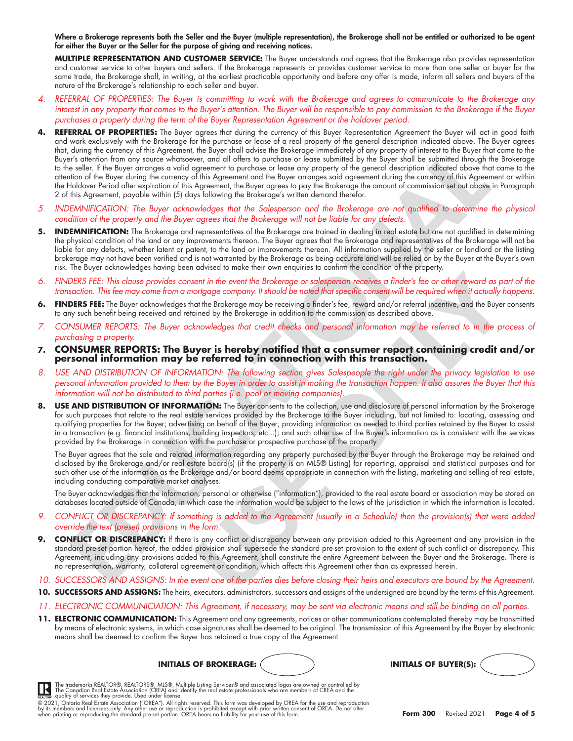**Where a Brokerage represents both the Seller and the Buyer (multiple representation), the Brokerage shall not be entitled or authorized to be agent for either the Buyer or the Seller for the purpose of giving and receiving notices.**

**MULTIPLE REPRESENTATION AND CUSTOMER SERVICE:** The Buyer understands and agrees that the Brokerage also provides representation and customer service to other buyers and sellers. If the Brokerage represents or provides customer service to more than one seller or buyer for the same trade, the Brokerage shall, in writing, at the earliest practicable opportunity and before any offer is made, inform all sellers and buyers of the nature of the Brokerage's relationship to each seller and buyer.

*4. REFERRAL OF PROPERTIES: The Buyer is committing to work with the Brokerage and agrees to communicate to the Brokerage any interest in any property that comes to the Buyer's attention. The Buyer will be responsible to pay commission to the Brokerage if the Buyer purchases a property during the term of the Buyer Representation Agreement or the holdover period.*

**4. REFERRAL OF PROPERTIES:** The Buyer agrees that during the currency of this Buyer Representation Agreement the Buyer will act in good faith and work exclusively with the Brokerage for the purchase or lease of a real property of the general description indicated above. The Buyer agrees that, during the currency of this Agreement, the Buyer shall advise the Brokerage immediately of any property of interest to the Buyer that came to the Buyer's attention from any source whatsoever, and all offers to purchase or lease submitted by the Buyer shall be submitted through the Brokerage to the seller. If the Buyer arranges a valid agreement to purchase or lease any property of the general description indicated above that came to the attention of the Buyer during the currency of this Agreement and the Buyer arranges said agreement during the currency of this Agreement or within the Holdover Period after expiration of this Agreement, the Buyer agrees to pay the Brokerage the amount of commission set out above in Paragraph 2 of this Agreement, payable within (5) days following the Brokerage's written demand therefor.

*5. INDEMNIFICATION: The Buyer acknowledges that the Salesperson and the Brokerage are not qualified to determine the physical condition of the property and the Buyer agrees that the Brokerage will not be liable for any defects.*

**5. INDEMNIFICATION:** The Brokerage and representatives of the Brokerage are trained in dealing in real estate but are not qualified in determining the physical condition of the land or any improvements thereon. The Buyer agrees that the Brokerage and representatives of the Brokerage will not be liable for any defects, whether latent or patent, to the land or improvements thereon. All information supplied by the seller or landlord or the listing brokerage may not have been verified and is not warranted by the Brokerage as being accurate and will be relied on by the Buyer at the Buyer's own risk. The Buyer acknowledges having been advised to make their own enquiries to confirm the condition of the property.

*6. FINDERS FEE: This clause provides consent in the event the Brokerage or salesperson receives a finder's fee or other reward as part of the transaction. This fee may come from a mortgage company. It should be noted that specific consent will be required when it actually happens.*

**6. FINDERS FEE:** The Buyer acknowledges that the Brokerage may be receiving a finder's fee, reward and/or referral incentive, and the Buyer consents to any such benefit being received and retained by the Brokerage in addition to the commission as described above.

*7. CONSUMER REPORTS: The Buyer acknowledges that credit checks and personal information may be referred to in the process of purchasing a property.*

**7. CONSUMER REPORTS: The Buyer is hereby notified that a consumer report containing credit and/or personal information may be referred to in connection with this transaction.**

*8. USE AND DISTRIBUTION OF INFORMATION: The following section gives Salespeople the right under the privacy legislation to use personal information provided to them by the Buyer in order to assist in making the transaction happen. It also assures the Buyer that this information will not be distributed to third parties (i.e. pool or moving companies).*

**8. USE AND DISTRIBUTION OF INFORMATION:** The Buyer consents to the collection, use and disclosure of personal information by the Brokerage for such purposes that relate to the real estate services provided by the Brokerage to the Buyer including, but not limited to: locating, assessing and qualifying properties for the Buyer; advertising on behalf of the Buyer; providing information as needed to third parties retained by the Buyer to assist in a transaction (e.g. financial institutions, building inspectors, etc...); and such other use of the Buyer's information as is consistent with the services provided by the Brokerage in connection with the purchase or prospective purchase of the property.

The Buyer agrees that the sale and related information regarding any property purchased by the Buyer through the Brokerage may be retained and disclosed by the Brokerage and/or real estate board(s) (if the property is an MLS® Listing) for reporting, appraisal and statistical purposes and for such other use of the information as the Brokerage and/or board deems appropriate in connection with the listing, marketing and selling of real estate, including conducting comparative market analyses.

The Buyer acknowledges that the information, personal or otherwise ("information"), provided to the real estate board or association may be stored on databases located outside of Canada, in which case the information would be subject to the laws of the jurisdiction in which the information is located.

*9. CONFLICT OR DISCREPANCY: If something is added to the Agreement (usually in a Schedule) then the provision(s) that were added override the text (preset) provisions in the form.*

**9. CONFLICT OR DISCREPANCY:** If there is any conflict or discrepancy between any provision added to this Agreement and any provision in the standard pre-set portion hereof, the added provision shall supersede the standard pre-set provision to the extent of such conflict or discrepancy. This Agreement, including any provisions added to this Agreement, shall constitute the entire Agreement between the Buyer and the Brokerage. There is no representation, warranty, collateral agreement or condition, which affects this Agreement other than as expressed herein.

*10. SUCCESSORS AND ASSIGNS: In the event one of the parties dies before closing their heirs and executors are bound by the Agreement.*

**10. SUCCESSORS AND ASSIGNS:** The heirs, executors, administrators, successors and assigns of the undersigned are bound by the terms of this Agreement.

*11. ELECTRONIC COMMUNICIATION: This Agreement, if necessary, may be sent via electronic means and still be binding on all parties.*

**11. ELECTRONIC COMMUNICATION:** This Agreement and any agreements, notices or other communications contemplated thereby may be transmitted by means of electronic systems, in which case signatures shall be deemed to be original. The transmission of this Agreement by the Buyer by electronic means shall be deemed to confirm the Buyer has retained a true copy of the Agreement.

**INITIALS OF BROKERAGE:** ( ) **INITIALS OF BUYER(S):** ( )

The trademarks REALTOR®, REALTORS®, MLS®, Multiple Listing Services® and associated logos are owned or controlled by The Canadian Real Estate Association (CREA) and identify the real estate professionals who are members of CREA and the quality of services they provide. Used under license.

© 2021, Ontario Real Estate Association ("OREA"). All rights reserved. This form was developed by OREA for the use and reproduction by its members and licensees only. Any other use or reproduction is prohibited except with prior written consent of OREA. Do not alter when printing or reproducing the standard pre-set portion. OREA bears no liability for your use of this form.

**Form 300** Revised 2021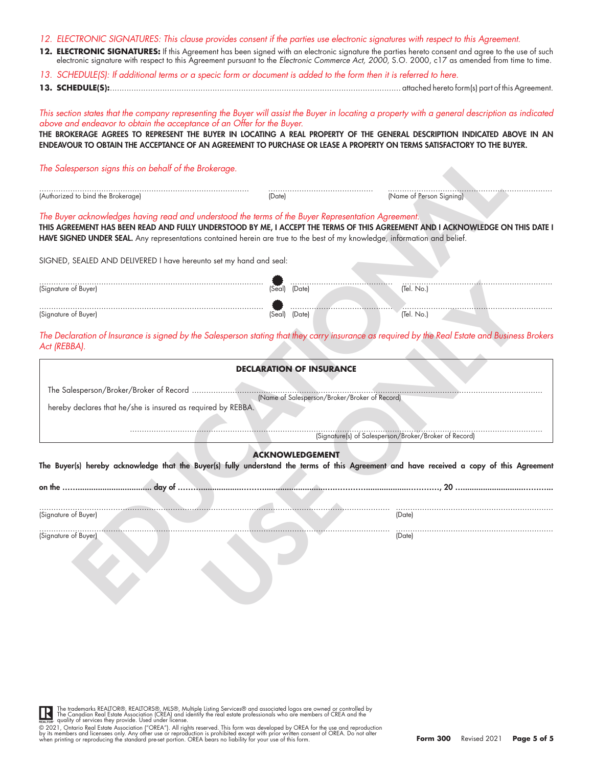*12. ELECTRONIC SIGNATURES: This clause provides consent if the parties use electronic signatures with respect to this Agreement.*

**12. ELECTRONIC SIGNATURES:** If this Agreement has been signed with an electronic signature the parties hereto consent and agree to the use of such electronic signature with respect to this Agreement pursuant to the *Electronic Commerce Act, 2000,* S.O. 2000, c17 as amended from time to time.

*13. SCHEDULE(S): If additional terms or a specic form or document is added to the form then it is referred to here.*

**13. SCHEDULE(S):**........................................................................................................................ attached hereto form(s) part of this Agreement.

*This section states that the company representing the Buyer will assist the Buyer in locating a property with a general description as indicated above and endeavor to obtain the acceptance of an Offer for the Buyer.*

**THE BROKERAGE AGREES TO REPRESENT THE BUYER IN LOCATING A REAL PROPERTY OF THE GENERAL DESCRIPTION INDICATED ABOVE IN AN ENDEAVOUR TO OBTAIN THE ACCEPTANCE OF AN AGREEMENT TO PURCHASE OR LEASE A PROPERTY ON TERMS SATISFACTORY TO THE BUYER.**

*The Salesperson signs this on behalf of the Brokerage.*

| | | |
|---|---|---|
| ........................................................................ | .......................................... | ........................................................................ |
| (Authorized to bind the Brokerage) | (Date) | (Name of Person Signing) |

*The Buyer acknowledges having read and understood the terms of the Buyer Representation Agreement.*

**THIS AGREEMENT HAS BEEN READ AND FULLY UNDERSTOOD BY ME, I ACCEPT THE TERMS OF THIS AGREEMENT AND I ACKNOWLEDGE ON THIS DATE I HAVE SIGNED UNDER SEAL.** Any representations contained herein are true to the best of my knowledge, information and belief.

SIGNED, SEALED AND DELIVERED I have hereunto set my hand and seal:

| | | | |
|---|---|---|---|
| ........................................................................ | | .......................................... | ........................................................................ |
| (Signature of Buyer) | (Seal) | (Date) | (Tel. No.) |
| ........................................................................ | | .......................................... | ........................................................................ |
| (Signature of Buyer) | (Seal) | (Date) | (Tel. No.) |

*The Declaration of Insurance is signed by the Salesperson stating that they carry insurance as required by the Real Estate and Business Brokers Act (REBBA).*

**DECLARATION OF INSURANCE**

The Salesperson/Broker/Broker of Record ........................................................................................................................
(Name of Salesperson/Broker/Broker of Record)

hereby declares that he/she is insured as required by REBBA.

........................................................................................................................
(Signature(s) of Salesperson/Broker/Broker of Record)

**ACKNOWLEDGEMENT**

**The Buyer(s) hereby acknowledge that the Buyer(s) fully understand the terms of this Agreement and have received a copy of this Agreement on the ....................................... day of ........................................................................................................, 20 ...........................................**

| | |
|---|---|
| ........................................................................................................................ | ........................................................................ |
| (Signature of Buyer) | (Date) |
| ........................................................................................................................ | ........................................................................ |
| (Signature of Buyer) | (Date) |

The trademarks REALTOR®, REALTORS®, MLS®, Multiple Listing Services® and associated logos are owned or controlled by The Canadian Real Estate Association (CREA) and identify the real estate professionals who are members of CREA and the quality of services they provide. Used under license.

© 2021, Ontario Real Estate Association ("OREA"). All rights reserved. This form was developed by OREA for the use and reproduction by its members and licensees only. Any other use or reproduction is prohibited except with prior written consent of OREA. Do not alter when printing or reproducing the standard pre-set portion. OREA bears no liability for your use of this form.

**Form 300** Revised 2021